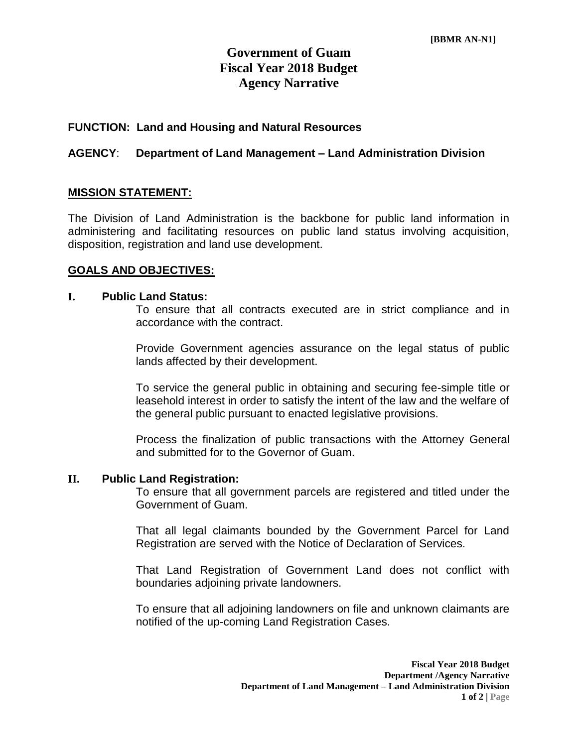[BBMR AN-N1]

# Government of Guam
# Fiscal Year 2018 Budget
# Agency Narrative

**FUNCTION: Land and Housing and Natural Resources**

**AGENCY**: **Department of Land Management – Land Administration Division**

## MISSION STATEMENT:

The Division of Land Administration is the backbone for public land information in administering and facilitating resources on public land status involving acquisition, disposition, registration and land use development.

## GOALS AND OBJECTIVES:

### I. Public Land Status:

To ensure that all contracts executed are in strict compliance and in accordance with the contract.

Provide Government agencies assurance on the legal status of public lands affected by their development.

To service the general public in obtaining and securing fee-simple title or leasehold interest in order to satisfy the intent of the law and the welfare of the general public pursuant to enacted legislative provisions.

Process the finalization of public transactions with the Attorney General and submitted for to the Governor of Guam.

### II. Public Land Registration:

To ensure that all government parcels are registered and titled under the Government of Guam.

That all legal claimants bounded by the Government Parcel for Land Registration are served with the Notice of Declaration of Services.

That Land Registration of Government Land does not conflict with boundaries adjoining private landowners.

To ensure that all adjoining landowners on file and unknown claimants are notified of the up-coming Land Registration Cases.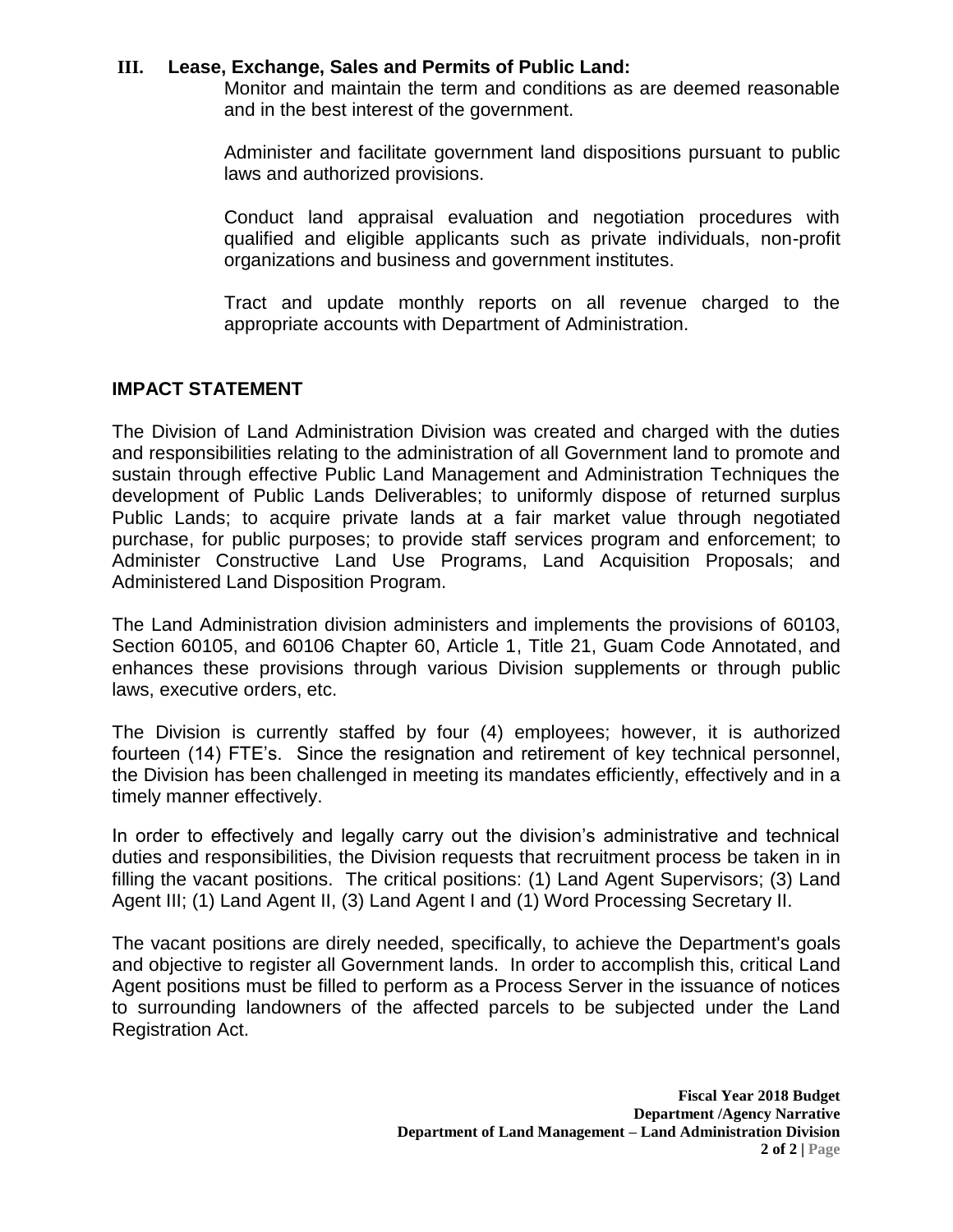### III. Lease, Exchange, Sales and Permits of Public Land:

Monitor and maintain the term and conditions as are deemed reasonable and in the best interest of the government.

Administer and facilitate government land dispositions pursuant to public laws and authorized provisions.

Conduct land appraisal evaluation and negotiation procedures with qualified and eligible applicants such as private individuals, non-profit organizations and business and government institutes.

Tract and update monthly reports on all revenue charged to the appropriate accounts with Department of Administration.

## IMPACT STATEMENT

The Division of Land Administration Division was created and charged with the duties and responsibilities relating to the administration of all Government land to promote and sustain through effective Public Land Management and Administration Techniques the development of Public Lands Deliverables; to uniformly dispose of returned surplus Public Lands; to acquire private lands at a fair market value through negotiated purchase, for public purposes; to provide staff services program and enforcement; to Administer Constructive Land Use Programs, Land Acquisition Proposals; and Administered Land Disposition Program.

The Land Administration division administers and implements the provisions of 60103, Section 60105, and 60106 Chapter 60, Article 1, Title 21, Guam Code Annotated, and enhances these provisions through various Division supplements or through public laws, executive orders, etc.

The Division is currently staffed by four (4) employees; however, it is authorized fourteen (14) FTE's. Since the resignation and retirement of key technical personnel, the Division has been challenged in meeting its mandates efficiently, effectively and in a timely manner effectively.

In order to effectively and legally carry out the division's administrative and technical duties and responsibilities, the Division requests that recruitment process be taken in in filling the vacant positions. The critical positions: (1) Land Agent Supervisors; (3) Land Agent III; (1) Land Agent II, (3) Land Agent I and (1) Word Processing Secretary II.

The vacant positions are direly needed, specifically, to achieve the Department's goals and objective to register all Government lands. In order to accomplish this, critical Land Agent positions must be filled to perform as a Process Server in the issuance of notices to surrounding landowners of the affected parcels to be subjected under the Land Registration Act.